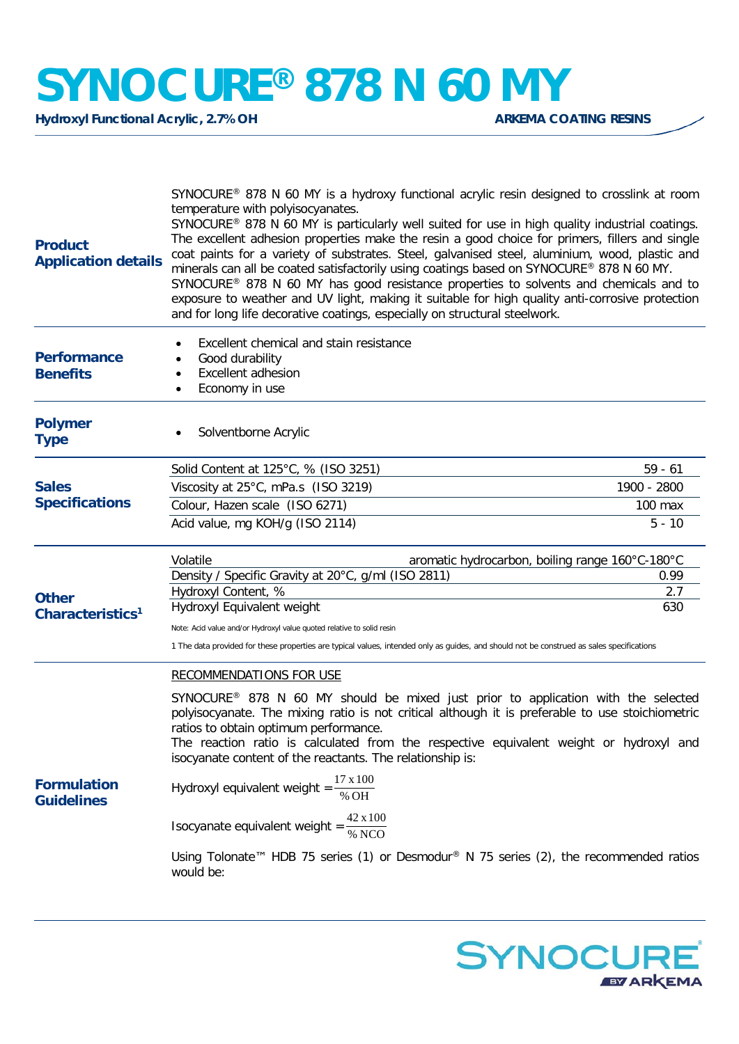# SYNOCURE® 878 N 60 MY

**Hydroxyl Functional Acrylic, 2.7% OH** — **ARKEMA COATING RESINS**

## Product Application details

SYNOCURE® 878 N 60 MY is a hydroxy functional acrylic resin designed to crosslink at room temperature with polyisocyanates.
SYNOCURE® 878 N 60 MY is particularly well suited for use in high quality industrial coatings. The excellent adhesion properties make the resin a good choice for primers, fillers and single coat paints for a variety of substrates. Steel, galvanised steel, aluminium, wood, plastic and minerals can all be coated satisfactorily using coatings based on SYNOCURE® 878 N 60 MY.
SYNOCURE® 878 N 60 MY has good resistance properties to solvents and chemicals and to exposure to weather and UV light, making it suitable for high quality anti-corrosive protection and for long life decorative coatings, especially on structural steelwork.

## Performance Benefits

- Excellent chemical and stain resistance
- Good durability
- Excellent adhesion
- Economy in use

## Polymer Type

- Solventborne Acrylic

## Sales Specifications

| Property | Value |
| --- | --- |
| Solid Content at 125°C, % (ISO 3251) | 59 - 61 |
| Viscosity at 25°C, mPa.s (ISO 3219) | 1900 - 2800 |
| Colour, Hazen scale (ISO 6271) | 100 max |
| Acid value, mg KOH/g (ISO 2114) | 5 - 10 |

## Other Characteristics[1]

| Property | Value |
| --- | --- |
| Volatile | aromatic hydrocarbon, boiling range 160°C-180°C |
| Density / Specific Gravity at 20°C, g/ml (ISO 2811) | 0.99 |
| Hydroxyl Content, % | 2.7 |
| Hydroxyl Equivalent weight | 630 |

Note: Acid value and/or Hydroxyl value quoted relative to solid resin

1 The data provided for these properties are typical values, intended only as guides, and should not be construed as sales specifications

## Formulation Guidelines

RECOMMENDATIONS FOR USE

SYNOCURE® 878 N 60 MY should be mixed just prior to application with the selected polyisocyanate. The mixing ratio is not critical although it is preferable to use stoichiometric ratios to obtain optimum performance.
The reaction ratio is calculated from the respective equivalent weight or hydroxyl and isocyanate content of the reactants. The relationship is:

$$\text{Hydroxyl equivalent weight} = \frac{17 \times 100}{\%\,\text{OH}}$$

$$\text{Isocyanate equivalent weight} = \frac{42 \times 100}{\%\,\text{NCO}}$$

Using Tolonate™ HDB 75 series (1) or Desmodur® N 75 series (2), the recommended ratios would be: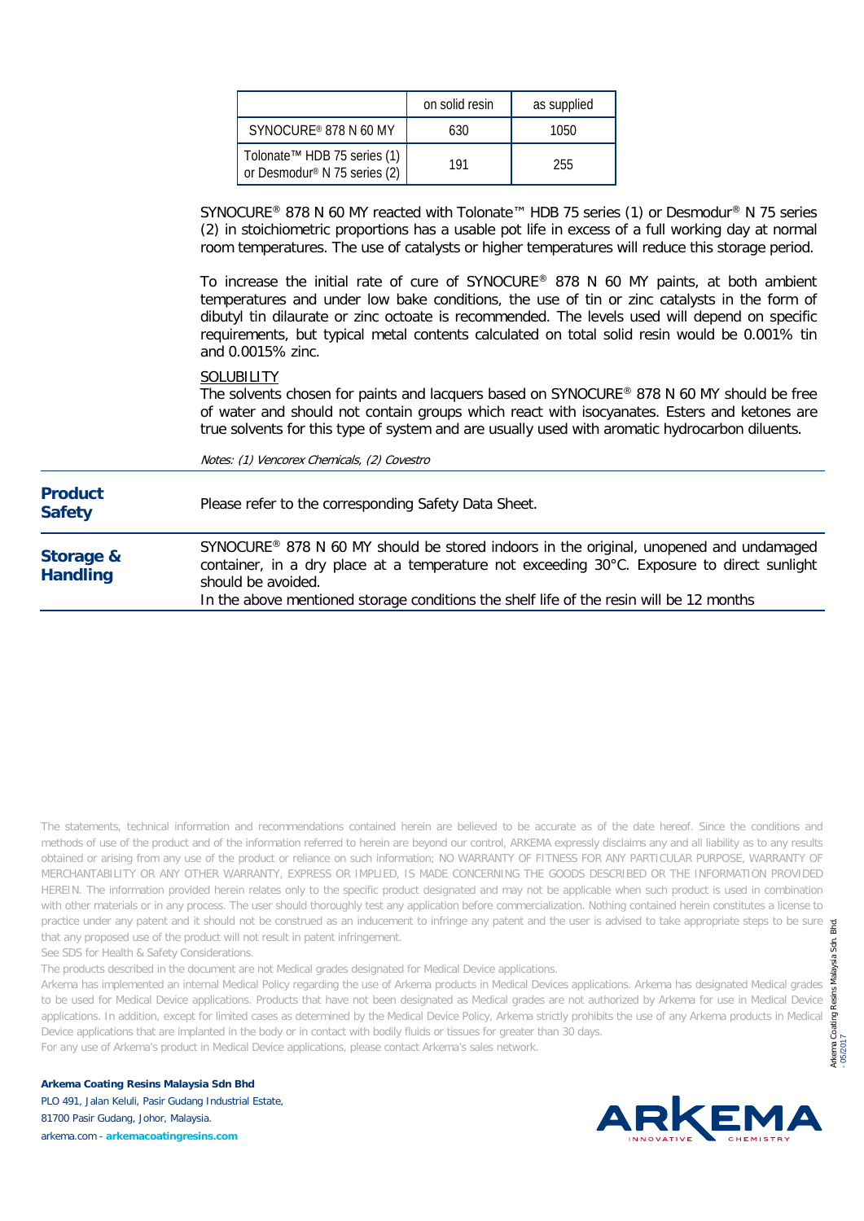| | on solid resin | as supplied |
|---|---|---|
| SYNOCURE® 878 N 60 MY | 630 | 1050 |
| Tolonate™ HDB 75 series (1) or Desmodur® N 75 series (2) | 191 | 255 |

SYNOCURE® 878 N 60 MY reacted with Tolonate™ HDB 75 series (1) or Desmodur® N 75 series (2) in stoichiometric proportions has a usable pot life in excess of a full working day at normal room temperatures. The use of catalysts or higher temperatures will reduce this storage period.

To increase the initial rate of cure of SYNOCURE® 878 N 60 MY paints, at both ambient temperatures and under low bake conditions, the use of tin or zinc catalysts in the form of dibutyl tin dilaurate or zinc octoate is recommended. The levels used will depend on specific requirements, but typical metal contents calculated on total solid resin would be 0.001% tin and 0.0015% zinc.

SOLUBILITY

The solvents chosen for paints and lacquers based on SYNOCURE® 878 N 60 MY should be free of water and should not contain groups which react with isocyanates. Esters and ketones are true solvents for this type of system and are usually used with aromatic hydrocarbon diluents.

*Notes: (1) Vencorex Chemicals, (2) Covestro*

## Product Safety

Please refer to the corresponding Safety Data Sheet.

## Storage & Handling

SYNOCURE® 878 N 60 MY should be stored indoors in the original, unopened and undamaged container, in a dry place at a temperature not exceeding 30°C. Exposure to direct sunlight should be avoided.

In the above mentioned storage conditions the shelf life of the resin will be 12 months

The statements, technical information and recommendations contained herein are believed to be accurate as of the date hereof. Since the conditions and methods of use of the product and of the information referred to herein are beyond our control, ARKEMA expressly disclaims any and all liability as to any results obtained or arising from any use of the product or reliance on such information; NO WARRANTY OF FITNESS FOR ANY PARTICULAR PURPOSE, WARRANTY OF MERCHANTABILITY OR ANY OTHER WARRANTY, EXPRESS OR IMPLIED, IS MADE CONCERNING THE GOODS DESCRIBED OR THE INFORMATION PROVIDED HEREIN. The information provided herein relates only to the specific product designated and may not be applicable when such product is used in combination with other materials or in any process. The user should thoroughly test any application before commercialization. Nothing contained herein constitutes a license to practice under any patent and it should not be construed as an inducement to infringe any patent and the user is advised to take appropriate steps to be sure that any proposed use of the product will not result in patent infringement.

See SDS for Health & Safety Considerations.

The products described in the document are not Medical grades designated for Medical Device applications.

Arkema has implemented an internal Medical Policy regarding the use of Arkema products in Medical Devices applications. Arkema has designated Medical grades to be used for Medical Device applications. Products that have not been designated as Medical grades are not authorized by Arkema for use in Medical Device applications. In addition, except for limited cases as determined by the Medical Device Policy, Arkema strictly prohibits the use of any Arkema products in Medical Device applications that are implanted in the body or in contact with bodily fluids or tissues for greater than 30 days.

For any use of Arkema's product in Medical Device applications, please contact Arkema's sales network.

**Arkema Coating Resins Malaysia Sdn Bhd**

PLO 491, Jalan Keluli, Pasir Gudang Industrial Estate,
81700 Pasir Gudang, Johor, Malaysia.
arkema.com - **arkemacoatingresins.com**

Arkema Coating Resins Malaysia Sdn. Bhd. - 05/2017